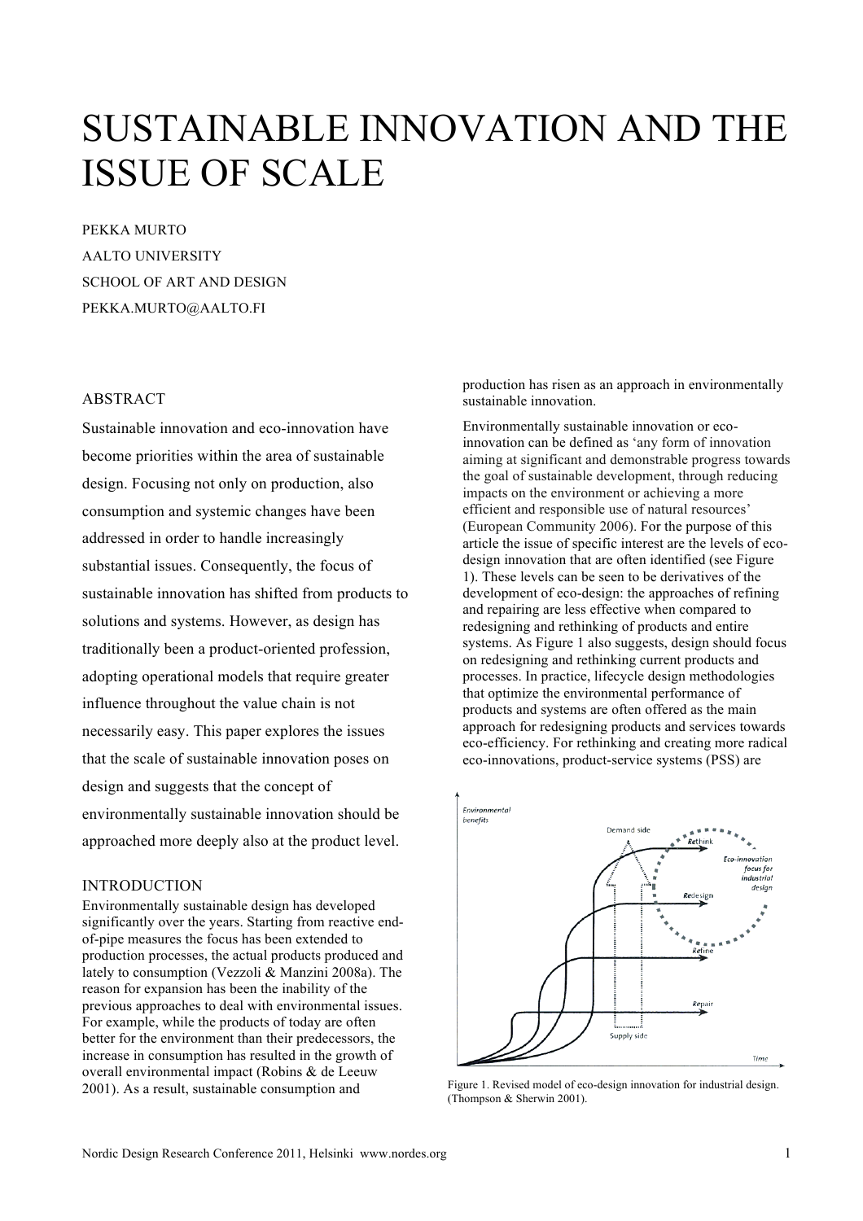# SUSTAINABLE INNOVATION AND THE ISSUE OF SCALE

PEKKA MURTO
AALTO UNIVERSITY
SCHOOL OF ART AND DESIGN
PEKKA.MURTO@AALTO.FI

## ABSTRACT

Sustainable innovation and eco-innovation have become priorities within the area of sustainable design. Focusing not only on production, also consumption and systemic changes have been addressed in order to handle increasingly substantial issues. Consequently, the focus of sustainable innovation has shifted from products to solutions and systems. However, as design has traditionally been a product-oriented profession, adopting operational models that require greater influence throughout the value chain is not necessarily easy. This paper explores the issues that the scale of sustainable innovation poses on design and suggests that the concept of environmentally sustainable innovation should be approached more deeply also at the product level.

## INTRODUCTION

Environmentally sustainable design has developed significantly over the years. Starting from reactive end-of-pipe measures the focus has been extended to production processes, the actual products produced and lately to consumption (Vezzoli & Manzini 2008a). The reason for expansion has been the inability of the previous approaches to deal with environmental issues. For example, while the products of today are often better for the environment than their predecessors, the increase in consumption has resulted in the growth of overall environmental impact (Robins & de Leeuw 2001). As a result, sustainable consumption and production has risen as an approach in environmentally sustainable innovation.

Environmentally sustainable innovation or eco-innovation can be defined as 'any form of innovation aiming at significant and demonstrable progress towards the goal of sustainable development, through reducing impacts on the environment or achieving a more efficient and responsible use of natural resources' (European Community 2006). For the purpose of this article the issue of specific interest are the levels of eco-design innovation that are often identified (see Figure 1). These levels can be seen to be derivatives of the development of eco-design: the approaches of refining and repairing are less effective when compared to redesigning and rethinking of products and entire systems. As Figure 1 also suggests, design should focus on redesigning and rethinking current products and processes. In practice, lifecycle design methodologies that optimize the environmental performance of products and systems are often offered as the main approach for redesigning products and services towards eco-efficiency. For rethinking and creating more radical eco-innovations, product-service systems (PSS) are

Figure 1. Revised model of eco-design innovation for industrial design. (Thompson & Sherwin 2001).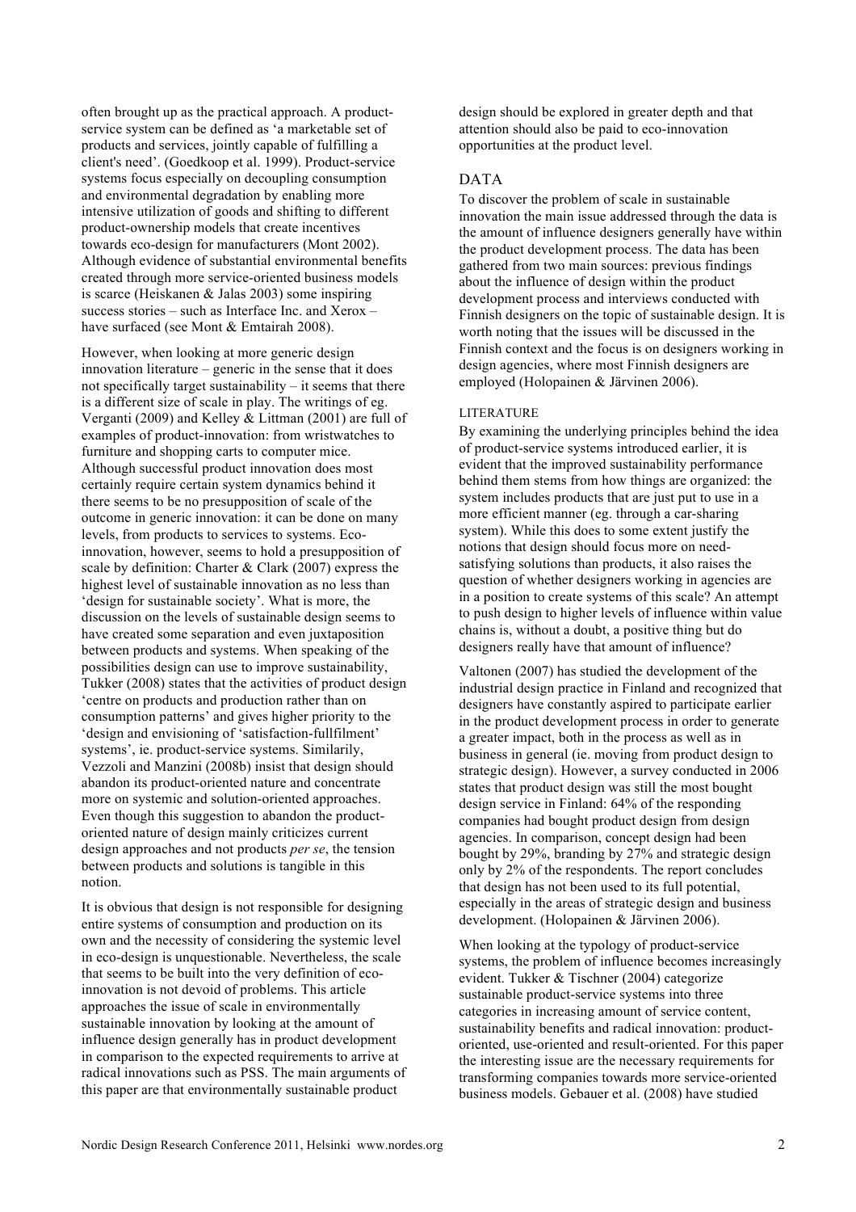often brought up as the practical approach. A product-service system can be defined as 'a marketable set of products and services, jointly capable of fulfilling a client's need'. (Goedkoop et al. 1999). Product-service systems focus especially on decoupling consumption and environmental degradation by enabling more intensive utilization of goods and shifting to different product-ownership models that create incentives towards eco-design for manufacturers (Mont 2002). Although evidence of substantial environmental benefits created through more service-oriented business models is scarce (Heiskanen & Jalas 2003) some inspiring success stories – such as Interface Inc. and Xerox – have surfaced (see Mont & Emtairah 2008).

However, when looking at more generic design innovation literature – generic in the sense that it does not specifically target sustainability – it seems that there is a different size of scale in play. The writings of eg. Verganti (2009) and Kelley & Littman (2001) are full of examples of product-innovation: from wristwatches to furniture and shopping carts to computer mice. Although successful product innovation does most certainly require certain system dynamics behind it there seems to be no presupposition of scale of the outcome in generic innovation: it can be done on many levels, from products to services to systems. Eco-innovation, however, seems to hold a presupposition of scale by definition: Charter & Clark (2007) express the highest level of sustainable innovation as no less than 'design for sustainable society'. What is more, the discussion on the levels of sustainable design seems to have created some separation and even juxtaposition between products and systems. When speaking of the possibilities design can use to improve sustainability, Tukker (2008) states that the activities of product design 'centre on products and production rather than on consumption patterns' and gives higher priority to the 'design and envisioning of 'satisfaction-fullfilment' systems', ie. product-service systems. Similarly, Vezzoli and Manzini (2008b) insist that design should abandon its product-oriented nature and concentrate more on systemic and solution-oriented approaches. Even though this suggestion to abandon the product-oriented nature of design mainly criticizes current design approaches and not products *per se*, the tension between products and solutions is tangible in this notion.

It is obvious that design is not responsible for designing entire systems of consumption and production on its own and the necessity of considering the systemic level in eco-design is unquestionable. Nevertheless, the scale that seems to be built into the very definition of eco-innovation is not devoid of problems. This article approaches the issue of scale in environmentally sustainable innovation by looking at the amount of influence design generally has in product development in comparison to the expected requirements to arrive at radical innovations such as PSS. The main arguments of this paper are that environmentally sustainable product design should be explored in greater depth and that attention should also be paid to eco-innovation opportunities at the product level.

## DATA

To discover the problem of scale in sustainable innovation the main issue addressed through the data is the amount of influence designers generally have within the product development process. The data has been gathered from two main sources: previous findings about the influence of design within the product development process and interviews conducted with Finnish designers on the topic of sustainable design. It is worth noting that the issues will be discussed in the Finnish context and the focus is on designers working in design agencies, where most Finnish designers are employed (Holopainen & Järvinen 2006).

### LITERATURE

By examining the underlying principles behind the idea of product-service systems introduced earlier, it is evident that the improved sustainability performance behind them stems from how things are organized: the system includes products that are just put to use in a more efficient manner (eg. through a car-sharing system). While this does to some extent justify the notions that design should focus more on need-satisfying solutions than products, it also raises the question of whether designers working in agencies are in a position to create systems of this scale? An attempt to push design to higher levels of influence within value chains is, without a doubt, a positive thing but do designers really have that amount of influence?

Valtonen (2007) has studied the development of the industrial design practice in Finland and recognized that designers have constantly aspired to participate earlier in the product development process in order to generate a greater impact, both in the process as well as in business in general (ie. moving from product design to strategic design). However, a survey conducted in 2006 states that product design was still the most bought design service in Finland: 64% of the responding companies had bought product design from design agencies. In comparison, concept design had been bought by 29%, branding by 27% and strategic design only by 2% of the respondents. The report concludes that design has not been used to its full potential, especially in the areas of strategic design and business development. (Holopainen & Järvinen 2006).

When looking at the typology of product-service systems, the problem of influence becomes increasingly evident. Tukker & Tischner (2004) categorize sustainable product-service systems into three categories in increasing amount of service content, sustainability benefits and radical innovation: product-oriented, use-oriented and result-oriented. For this paper the interesting issue are the necessary requirements for transforming companies towards more service-oriented business models. Gebauer et al. (2008) have studied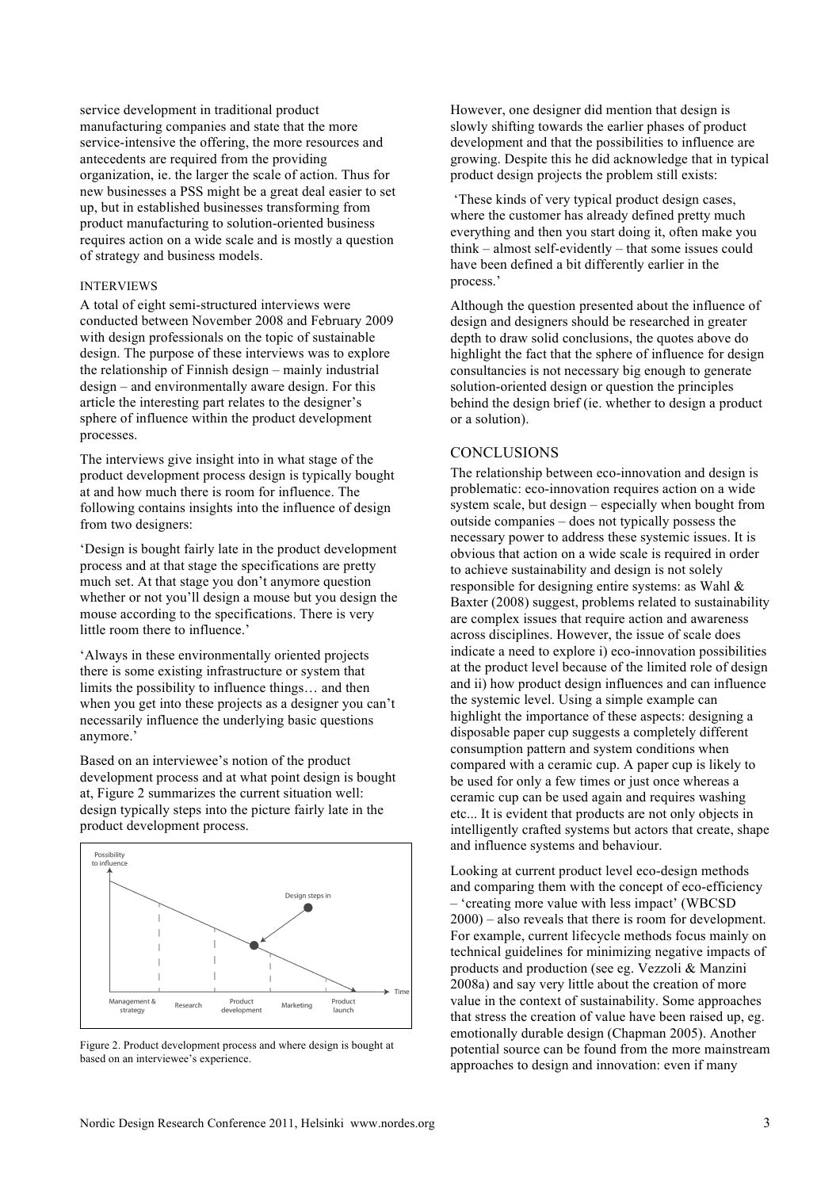service development in traditional product manufacturing companies and state that the more service-intensive the offering, the more resources and antecedents are required from the providing organization, ie. the larger the scale of action. Thus for new businesses a PSS might be a great deal easier to set up, but in established businesses transforming from product manufacturing to solution-oriented business requires action on a wide scale and is mostly a question of strategy and business models.

### INTERVIEWS

A total of eight semi-structured interviews were conducted between November 2008 and February 2009 with design professionals on the topic of sustainable design. The purpose of these interviews was to explore the relationship of Finnish design – mainly industrial design – and environmentally aware design. For this article the interesting part relates to the designer's sphere of influence within the product development processes.

The interviews give insight into in what stage of the product development process design is typically bought at and how much there is room for influence. The following contains insights into the influence of design from two designers:

'Design is bought fairly late in the product development process and at that stage the specifications are pretty much set. At that stage you don't anymore question whether or not you'll design a mouse but you design the mouse according to the specifications. There is very little room there to influence.'

'Always in these environmentally oriented projects there is some existing infrastructure or system that limits the possibility to influence things… and then when you get into these projects as a designer you can't necessarily influence the underlying basic questions anymore.'

Based on an interviewee's notion of the product development process and at what point design is bought at, Figure 2 summarizes the current situation well: design typically steps into the picture fairly late in the product development process.

Figure 2. Product development process and where design is bought at based on an interviewee's experience.

However, one designer did mention that design is slowly shifting towards the earlier phases of product development and that the possibilities to influence are growing. Despite this he did acknowledge that in typical product design projects the problem still exists:

'These kinds of very typical product design cases, where the customer has already defined pretty much everything and then you start doing it, often make you think – almost self-evidently – that some issues could have been defined a bit differently earlier in the process.'

Although the question presented about the influence of design and designers should be researched in greater depth to draw solid conclusions, the quotes above do highlight the fact that the sphere of influence for design consultancies is not necessary big enough to generate solution-oriented design or question the principles behind the design brief (ie. whether to design a product or a solution).

## CONCLUSIONS

The relationship between eco-innovation and design is problematic: eco-innovation requires action on a wide system scale, but design – especially when bought from outside companies – does not typically possess the necessary power to address these systemic issues. It is obvious that action on a wide scale is required in order to achieve sustainability and design is not solely responsible for designing entire systems: as Wahl & Baxter (2008) suggest, problems related to sustainability are complex issues that require action and awareness across disciplines. However, the issue of scale does indicate a need to explore i) eco-innovation possibilities at the product level because of the limited role of design and ii) how product design influences and can influence the systemic level. Using a simple example can highlight the importance of these aspects: designing a disposable paper cup suggests a completely different consumption pattern and system conditions when compared with a ceramic cup. A paper cup is likely to be used for only a few times or just once whereas a ceramic cup can be used again and requires washing etc... It is evident that products are not only objects in intelligently crafted systems but actors that create, shape and influence systems and behaviour.

Looking at current product level eco-design methods and comparing them with the concept of eco-efficiency – 'creating more value with less impact' (WBCSD 2000) – also reveals that there is room for development. For example, current lifecycle methods focus mainly on technical guidelines for minimizing negative impacts of products and production (see eg. Vezzoli & Manzini 2008a) and say very little about the creation of more value in the context of sustainability. Some approaches that stress the creation of value have been raised up, eg. emotionally durable design (Chapman 2005). Another potential source can be found from the more mainstream approaches to design and innovation: even if many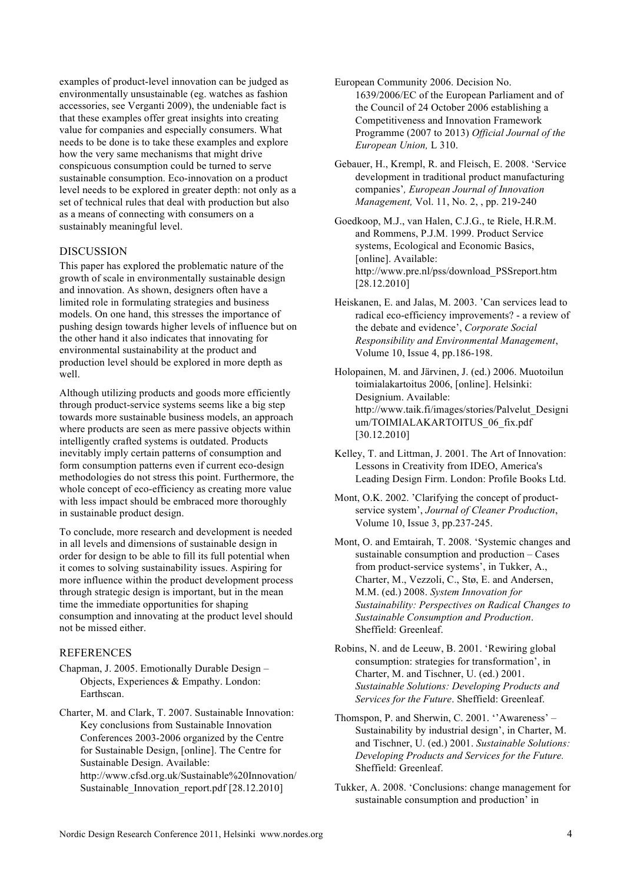examples of product-level innovation can be judged as environmentally unsustainable (eg. watches as fashion accessories, see Verganti 2009), the undeniable fact is that these examples offer great insights into creating value for companies and especially consumers. What needs to be done is to take these examples and explore how the very same mechanisms that might drive conspicuous consumption could be turned to serve sustainable consumption. Eco-innovation on a product level needs to be explored in greater depth: not only as a set of technical rules that deal with production but also as a means of connecting with consumers on a sustainably meaningful level.

## DISCUSSION

This paper has explored the problematic nature of the growth of scale in environmentally sustainable design and innovation. As shown, designers often have a limited role in formulating strategies and business models. On one hand, this stresses the importance of pushing design towards higher levels of influence but on the other hand it also indicates that innovating for environmental sustainability at the product and production level should be explored in more depth as well.

Although utilizing products and goods more efficiently through product-service systems seems like a big step towards more sustainable business models, an approach where products are seen as mere passive objects within intelligently crafted systems is outdated. Products inevitably imply certain patterns of consumption and form consumption patterns even if current eco-design methodologies do not stress this point. Furthermore, the whole concept of eco-efficiency as creating more value with less impact should be embraced more thoroughly in sustainable product design.

To conclude, more research and development is needed in all levels and dimensions of sustainable design in order for design to be able to fill its full potential when it comes to solving sustainability issues. Aspiring for more influence within the product development process through strategic design is important, but in the mean time the immediate opportunities for shaping consumption and innovating at the product level should not be missed either.

## REFERENCES

Chapman, J. 2005. Emotionally Durable Design – Objects, Experiences & Empathy. London: Earthscan.

Charter, M. and Clark, T. 2007. Sustainable Innovation: Key conclusions from Sustainable Innovation Conferences 2003-2006 organized by the Centre for Sustainable Design, [online]. The Centre for Sustainable Design. Available: http://www.cfsd.org.uk/Sustainable%20Innovation/Sustainable_Innovation_report.pdf [28.12.2010]

European Community 2006. Decision No. 1639/2006/EC of the European Parliament and of the Council of 24 October 2006 establishing a Competitiveness and Innovation Framework Programme (2007 to 2013) *Official Journal of the European Union,* L 310.

Gebauer, H., Krempl, R. and Fleisch, E. 2008. 'Service development in traditional product manufacturing companies'*, European Journal of Innovation Management,* Vol. 11, No. 2, , pp. 219-240

Goedkoop, M.J., van Halen, C.J.G., te Riele, H.R.M. and Rommens, P.J.M. 1999. Product Service systems, Ecological and Economic Basics, [online]. Available: http://www.pre.nl/pss/download_PSSreport.htm [28.12.2010]

Heiskanen, E. and Jalas, M. 2003. 'Can services lead to radical eco-efficiency improvements? - a review of the debate and evidence', *Corporate Social Responsibility and Environmental Management*, Volume 10, Issue 4, pp.186-198.

Holopainen, M. and Järvinen, J. (ed.) 2006. Muotoilun toimialakartoitus 2006, [online]. Helsinki: Designium. Available: http://www.taik.fi/images/stories/Palvelut_Designium/TOIMIALAKARTOITUS_06_fix.pdf [30.12.2010]

Kelley, T. and Littman, J. 2001. The Art of Innovation: Lessons in Creativity from IDEO, America's Leading Design Firm. London: Profile Books Ltd.

Mont, O.K. 2002. 'Clarifying the concept of product-service system', *Journal of Cleaner Production*, Volume 10, Issue 3, pp.237-245.

Mont, O. and Emtairah, T. 2008. 'Systemic changes and sustainable consumption and production – Cases from product-service systems', in Tukker, A., Charter, M., Vezzoli, C., Stø, E. and Andersen, M.M. (ed.) 2008. *System Innovation for Sustainability: Perspectives on Radical Changes to Sustainable Consumption and Production*. Sheffield: Greenleaf.

Robins, N. and de Leeuw, B. 2001. 'Rewiring global consumption: strategies for transformation', in Charter, M. and Tischner, U. (ed.) 2001. *Sustainable Solutions: Developing Products and Services for the Future*. Sheffield: Greenleaf.

Thomspon, P. and Sherwin, C. 2001. ''Awareness' – Sustainability by industrial design', in Charter, M. and Tischner, U. (ed.) 2001. *Sustainable Solutions: Developing Products and Services for the Future.* Sheffield: Greenleaf.

Tukker, A. 2008. 'Conclusions: change management for sustainable consumption and production' in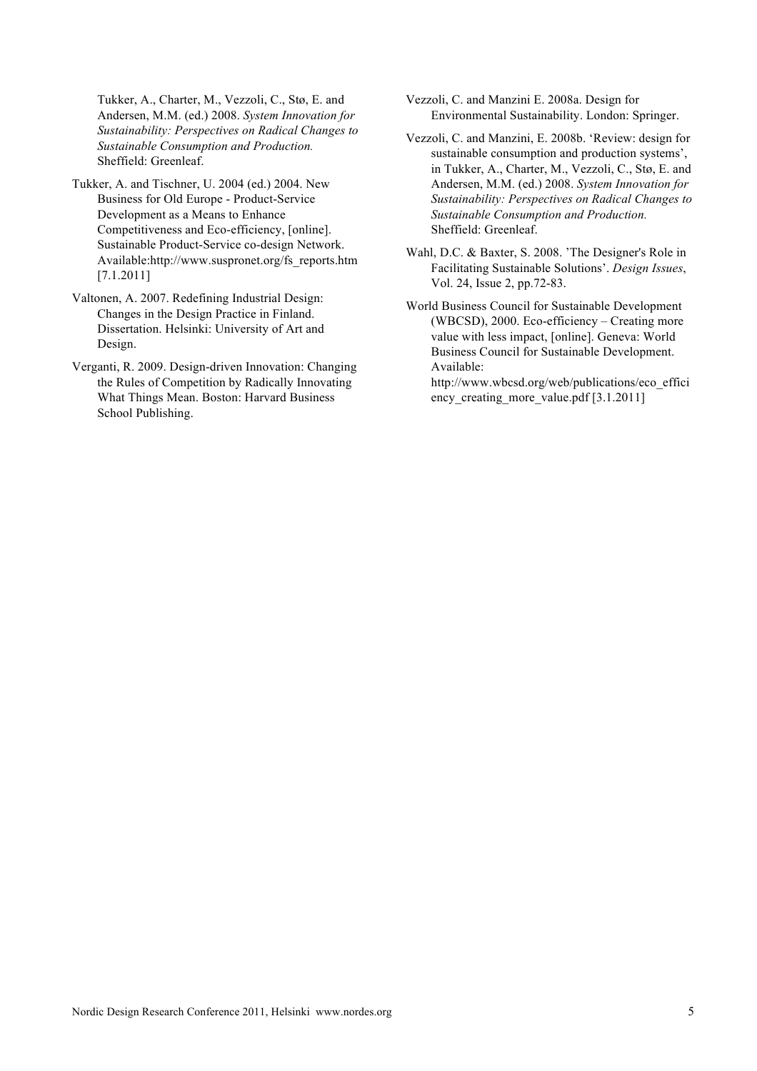Tukker, A., Charter, M., Vezzoli, C., Stø, E. and Andersen, M.M. (ed.) 2008. *System Innovation for Sustainability: Perspectives on Radical Changes to Sustainable Consumption and Production.* Sheffield: Greenleaf.

Tukker, A. and Tischner, U. 2004 (ed.) 2004. New Business for Old Europe - Product-Service Development as a Means to Enhance Competitiveness and Eco-efficiency, [online]. Sustainable Product-Service co-design Network. Available:http://www.suspronet.org/fs_reports.htm [7.1.2011]

Valtonen, A. 2007. Redefining Industrial Design: Changes in the Design Practice in Finland. Dissertation. Helsinki: University of Art and Design.

Verganti, R. 2009. Design-driven Innovation: Changing the Rules of Competition by Radically Innovating What Things Mean. Boston: Harvard Business School Publishing.

Vezzoli, C. and Manzini E. 2008a. Design for Environmental Sustainability. London: Springer.

Vezzoli, C. and Manzini, E. 2008b. 'Review: design for sustainable consumption and production systems', in Tukker, A., Charter, M., Vezzoli, C., Stø, E. and Andersen, M.M. (ed.) 2008. *System Innovation for Sustainability: Perspectives on Radical Changes to Sustainable Consumption and Production.* Sheffield: Greenleaf.

Wahl, D.C. & Baxter, S. 2008. 'The Designer's Role in Facilitating Sustainable Solutions'. *Design Issues*, Vol. 24, Issue 2, pp.72-83.

World Business Council for Sustainable Development (WBCSD), 2000. Eco-efficiency – Creating more value with less impact, [online]. Geneva: World Business Council for Sustainable Development. Available: http://www.wbcsd.org/web/publications/eco_efficiency_creating_more_value.pdf [3.1.2011]